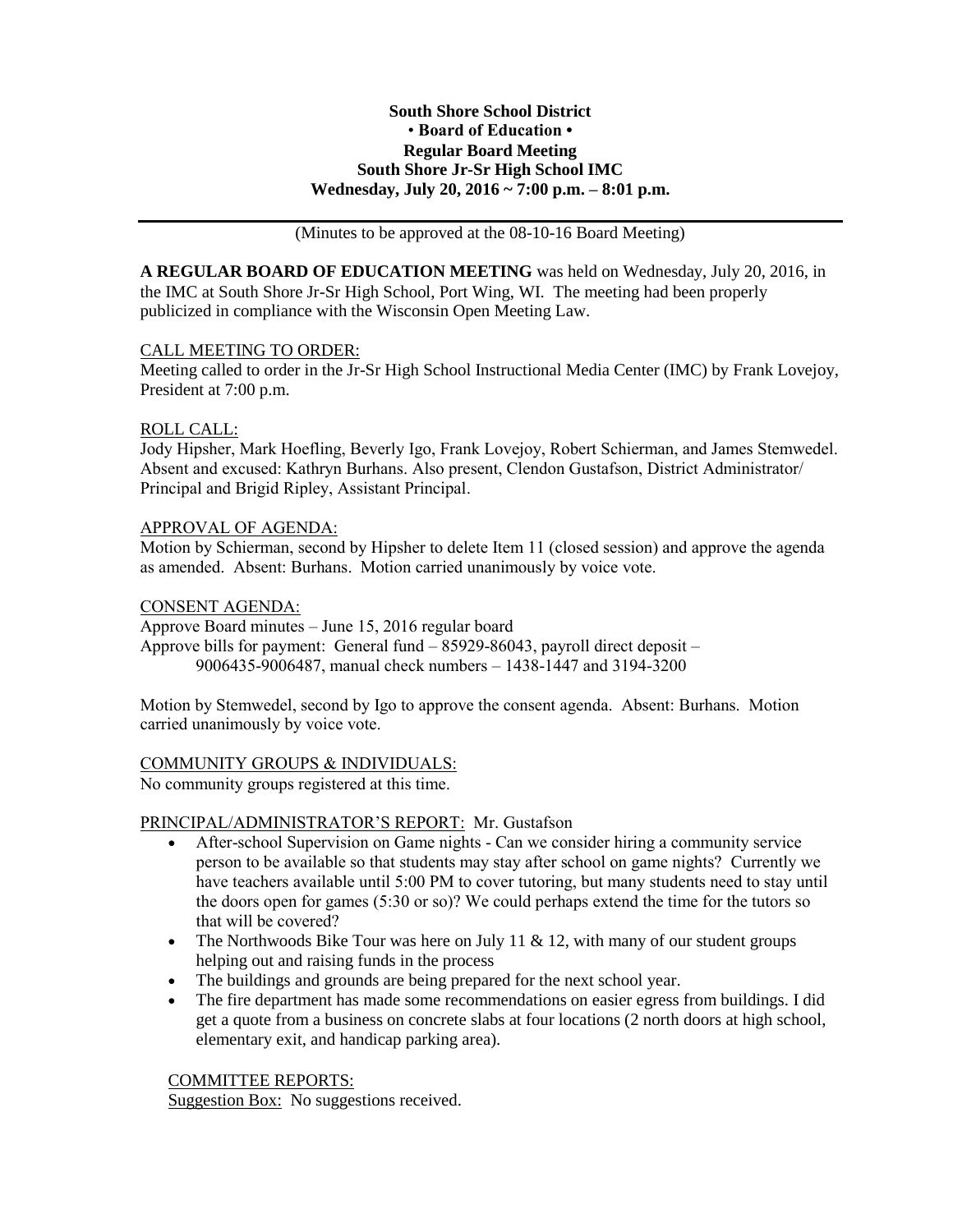**South Shore School District**
**• Board of Education •**
**Regular Board Meeting**
**South Shore Jr-Sr High School IMC**
**Wednesday, July 20, 2016 ~ 7:00 p.m. – 8:01 p.m.**

---

(Minutes to be approved at the 08-10-16 Board Meeting)

**A REGULAR BOARD OF EDUCATION MEETING** was held on Wednesday, July 20, 2016, in the IMC at South Shore Jr-Sr High School, Port Wing, WI. The meeting had been properly publicized in compliance with the Wisconsin Open Meeting Law.

CALL MEETING TO ORDER:
Meeting called to order in the Jr-Sr High School Instructional Media Center (IMC) by Frank Lovejoy, President at 7:00 p.m.

ROLL CALL:
Jody Hipsher, Mark Hoefling, Beverly Igo, Frank Lovejoy, Robert Schierman, and James Stemwedel. Absent and excused: Kathryn Burhans. Also present, Clendon Gustafson, District Administrator/ Principal and Brigid Ripley, Assistant Principal.

APPROVAL OF AGENDA:
Motion by Schierman, second by Hipsher to delete Item 11 (closed session) and approve the agenda as amended. Absent: Burhans. Motion carried unanimously by voice vote.

CONSENT AGENDA:
Approve Board minutes – June 15, 2016 regular board
Approve bills for payment: General fund – 85929-86043, payroll direct deposit – 9006435-9006487, manual check numbers – 1438-1447 and 3194-3200

Motion by Stemwedel, second by Igo to approve the consent agenda. Absent: Burhans. Motion carried unanimously by voice vote.

COMMUNITY GROUPS & INDIVIDUALS:
No community groups registered at this time.

PRINCIPAL/ADMINISTRATOR'S REPORT: Mr. Gustafson

- After-school Supervision on Game nights - Can we consider hiring a community service person to be available so that students may stay after school on game nights? Currently we have teachers available until 5:00 PM to cover tutoring, but many students need to stay until the doors open for games (5:30 or so)? We could perhaps extend the time for the tutors so that will be covered?
- The Northwoods Bike Tour was here on July 11 & 12, with many of our student groups helping out and raising funds in the process
- The buildings and grounds are being prepared for the next school year.
- The fire department has made some recommendations on easier egress from buildings. I did get a quote from a business on concrete slabs at four locations (2 north doors at high school, elementary exit, and handicap parking area).

COMMITTEE REPORTS:
Suggestion Box: No suggestions received.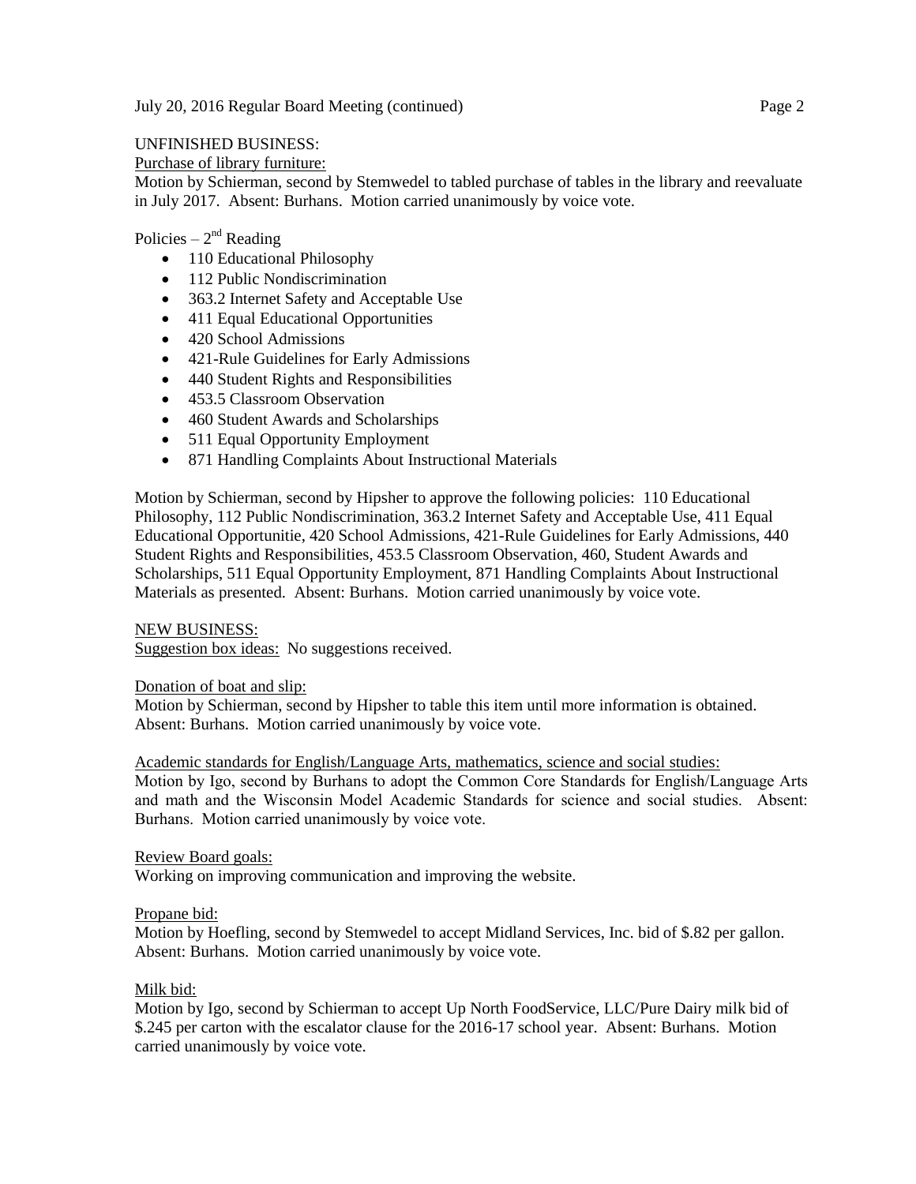UNFINISHED BUSINESS:

Purchase of library furniture:

Motion by Schierman, second by Stemwedel to tabled purchase of tables in the library and reevaluate in July 2017. Absent: Burhans. Motion carried unanimously by voice vote.

Policies – 2nd Reading

- 110 Educational Philosophy
- 112 Public Nondiscrimination
- 363.2 Internet Safety and Acceptable Use
- 411 Equal Educational Opportunities
- 420 School Admissions
- 421-Rule Guidelines for Early Admissions
- 440 Student Rights and Responsibilities
- 453.5 Classroom Observation
- 460 Student Awards and Scholarships
- 511 Equal Opportunity Employment
- 871 Handling Complaints About Instructional Materials

Motion by Schierman, second by Hipsher to approve the following policies: 110 Educational Philosophy, 112 Public Nondiscrimination, 363.2 Internet Safety and Acceptable Use, 411 Equal Educational Opportunitie, 420 School Admissions, 421-Rule Guidelines for Early Admissions, 440 Student Rights and Responsibilities, 453.5 Classroom Observation, 460, Student Awards and Scholarships, 511 Equal Opportunity Employment, 871 Handling Complaints About Instructional Materials as presented. Absent: Burhans. Motion carried unanimously by voice vote.

NEW BUSINESS:

Suggestion box ideas: No suggestions received.

Donation of boat and slip:

Motion by Schierman, second by Hipsher to table this item until more information is obtained. Absent: Burhans. Motion carried unanimously by voice vote.

Academic standards for English/Language Arts, mathematics, science and social studies:

Motion by Igo, second by Burhans to adopt the Common Core Standards for English/Language Arts and math and the Wisconsin Model Academic Standards for science and social studies. Absent: Burhans. Motion carried unanimously by voice vote.

Review Board goals:

Working on improving communication and improving the website.

Propane bid:

Motion by Hoefling, second by Stemwedel to accept Midland Services, Inc. bid of $.82 per gallon. Absent: Burhans. Motion carried unanimously by voice vote.

Milk bid:

Motion by Igo, second by Schierman to accept Up North FoodService, LLC/Pure Dairy milk bid of $.245 per carton with the escalator clause for the 2016-17 school year. Absent: Burhans. Motion carried unanimously by voice vote.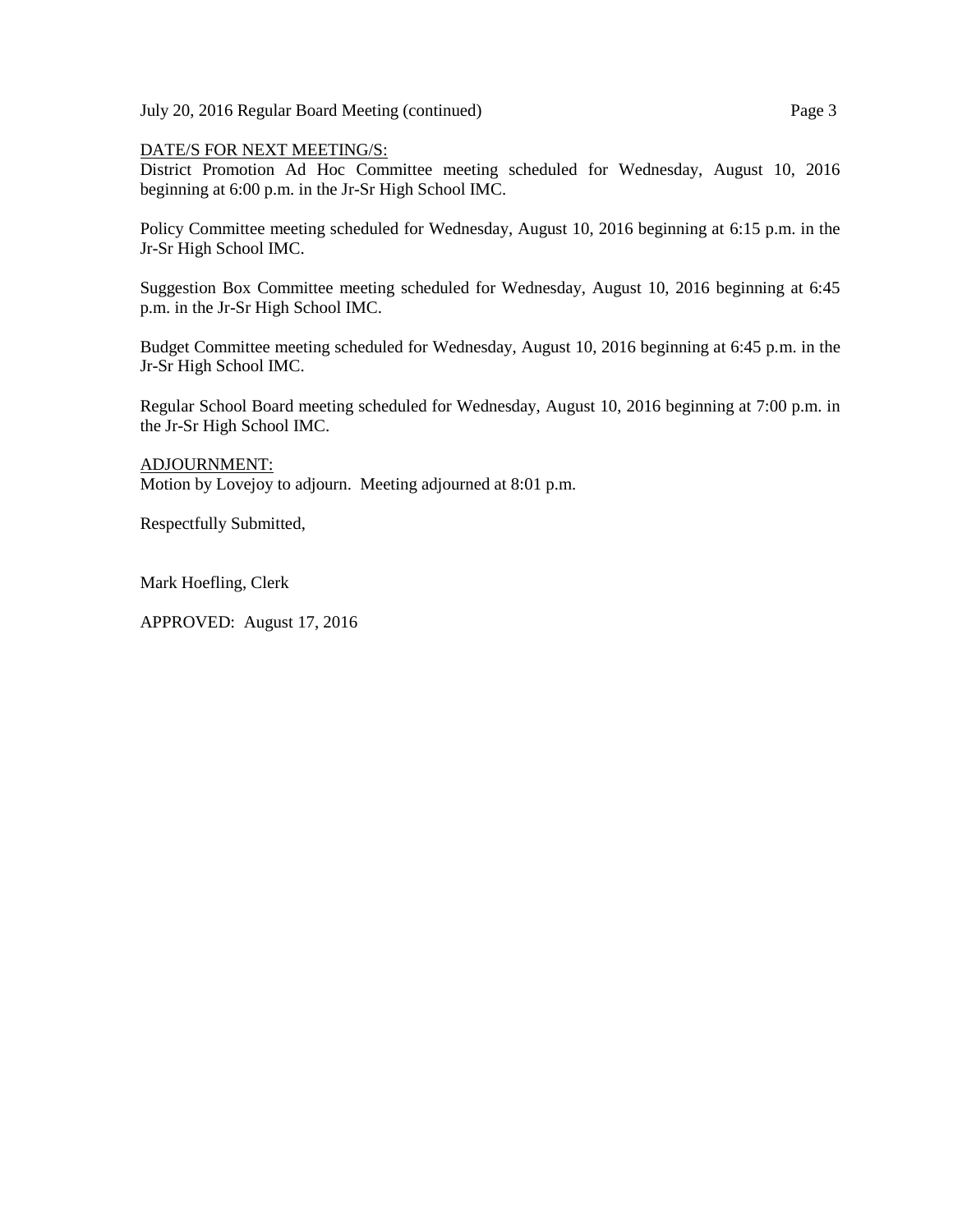DATE/S FOR NEXT MEETING/S:

District Promotion Ad Hoc Committee meeting scheduled for Wednesday, August 10, 2016 beginning at 6:00 p.m. in the Jr-Sr High School IMC.

Policy Committee meeting scheduled for Wednesday, August 10, 2016 beginning at 6:15 p.m. in the Jr-Sr High School IMC.

Suggestion Box Committee meeting scheduled for Wednesday, August 10, 2016 beginning at 6:45 p.m. in the Jr-Sr High School IMC.

Budget Committee meeting scheduled for Wednesday, August 10, 2016 beginning at 6:45 p.m. in the Jr-Sr High School IMC.

Regular School Board meeting scheduled for Wednesday, August 10, 2016 beginning at 7:00 p.m. in the Jr-Sr High School IMC.

ADJOURNMENT:

Motion by Lovejoy to adjourn. Meeting adjourned at 8:01 p.m.

Respectfully Submitted,

Mark Hoefling, Clerk

APPROVED: August 17, 2016